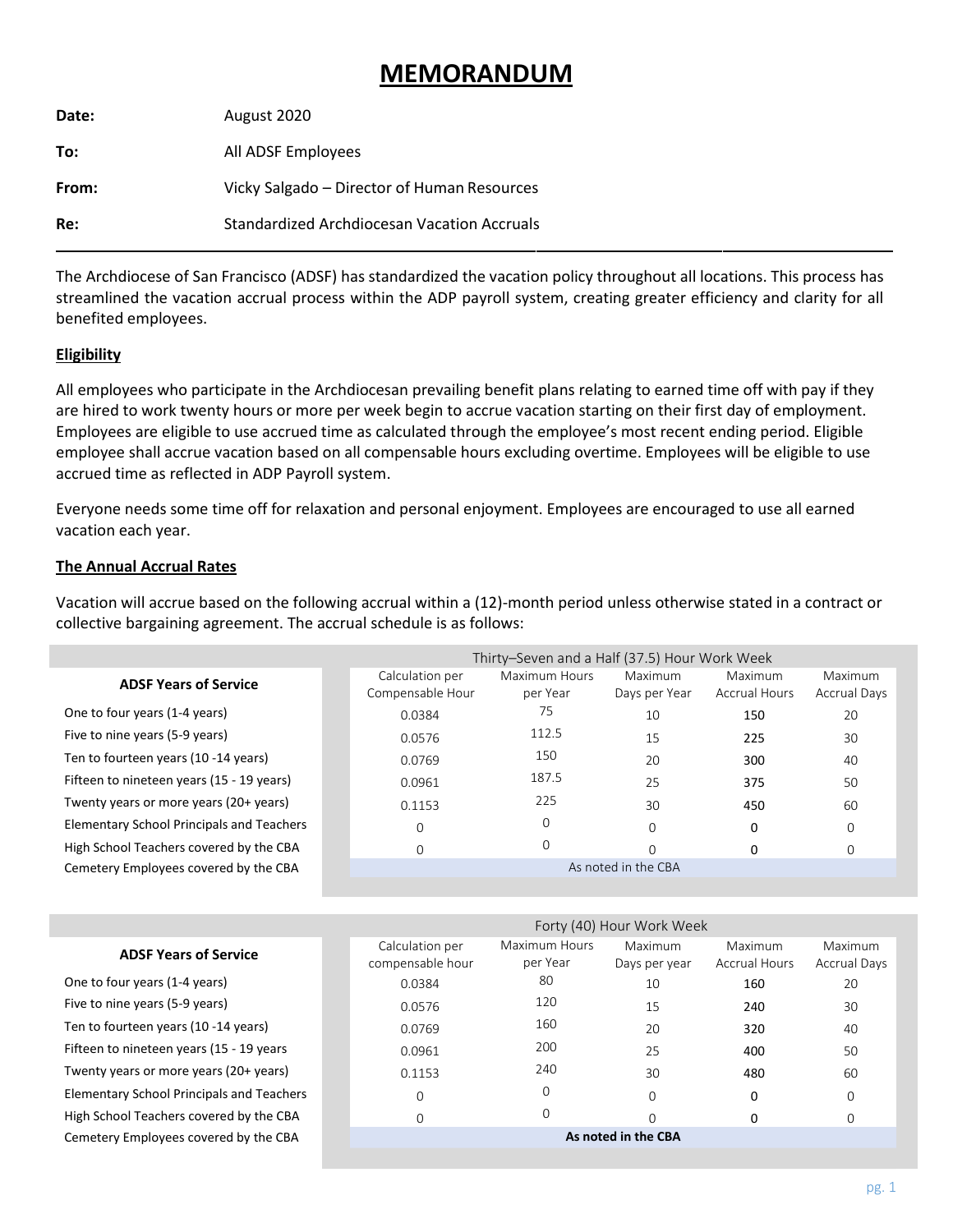# MEMORANDUM

**Date:** August 2020

**To:** All ADSF Employees

**From:** Vicky Salgado – Director of Human Resources

**Re:** Standardized Archdiocesan Vacation Accruals

---

The Archdiocese of San Francisco (ADSF) has standardized the vacation policy throughout all locations. This process has streamlined the vacation accrual process within the ADP payroll system, creating greater efficiency and clarity for all benefited employees.

## Eligibility

All employees who participate in the Archdiocesan prevailing benefit plans relating to earned time off with pay if they are hired to work twenty hours or more per week begin to accrue vacation starting on their first day of employment. Employees are eligible to use accrued time as calculated through the employee's most recent ending period. Eligible employee shall accrue vacation based on all compensable hours excluding overtime. Employees will be eligible to use accrued time as reflected in ADP Payroll system.

Everyone needs some time off for relaxation and personal enjoyment. Employees are encouraged to use all earned vacation each year.

## The Annual Accrual Rates

Vacation will accrue based on the following accrual within a (12)-month period unless otherwise stated in a contract or collective bargaining agreement. The accrual schedule is as follows:

| | Thirty–Seven and a Half (37.5) Hour Work Week | | | | |
|---|---|---|---|---|---|
| **ADSF Years of Service** | Calculation per Compensable Hour | Maximum Hours per Year | Maximum Days per Year | Maximum Accrual Hours | Maximum Accrual Days |
| One to four years (1-4 years) | 0.0384 | 75 | 10 | **150** | 20 |
| Five to nine years (5-9 years) | 0.0576 | 112.5 | 15 | **225** | 30 |
| Ten to fourteen years (10 -14 years) | 0.0769 | 150 | 20 | **300** | 40 |
| Fifteen to nineteen years (15 - 19 years) | 0.0961 | 187.5 | 25 | **375** | 50 |
| Twenty years or more years (20+ years) | 0.1153 | 225 | 30 | **450** | 60 |
| Elementary School Principals and Teachers | 0 | 0 | 0 | **0** | 0 |
| High School Teachers covered by the CBA | 0 | 0 | 0 | **0** | 0 |
| Cemetery Employees covered by the CBA | As noted in the CBA | | | | |

| | Forty (40) Hour Work Week | | | | |
|---|---|---|---|---|---|
| **ADSF Years of Service** | Calculation per compensable hour | Maximum Hours per Year | Maximum Days per year | Maximum Accrual Hours | Maximum Accrual Days |
| One to four years (1-4 years) | 0.0384 | 80 | 10 | **160** | 20 |
| Five to nine years (5-9 years) | 0.0576 | 120 | 15 | **240** | 30 |
| Ten to fourteen years (10 -14 years) | 0.0769 | 160 | 20 | **320** | 40 |
| Fifteen to nineteen years (15 - 19 years | 0.0961 | 200 | 25 | **400** | 50 |
| Twenty years or more years (20+ years) | 0.1153 | 240 | 30 | **480** | 60 |
| Elementary School Principals and Teachers | 0 | 0 | 0 | **0** | 0 |
| High School Teachers covered by the CBA | 0 | 0 | 0 | **0** | 0 |
| Cemetery Employees covered by the CBA | **As noted in the CBA** | | | | |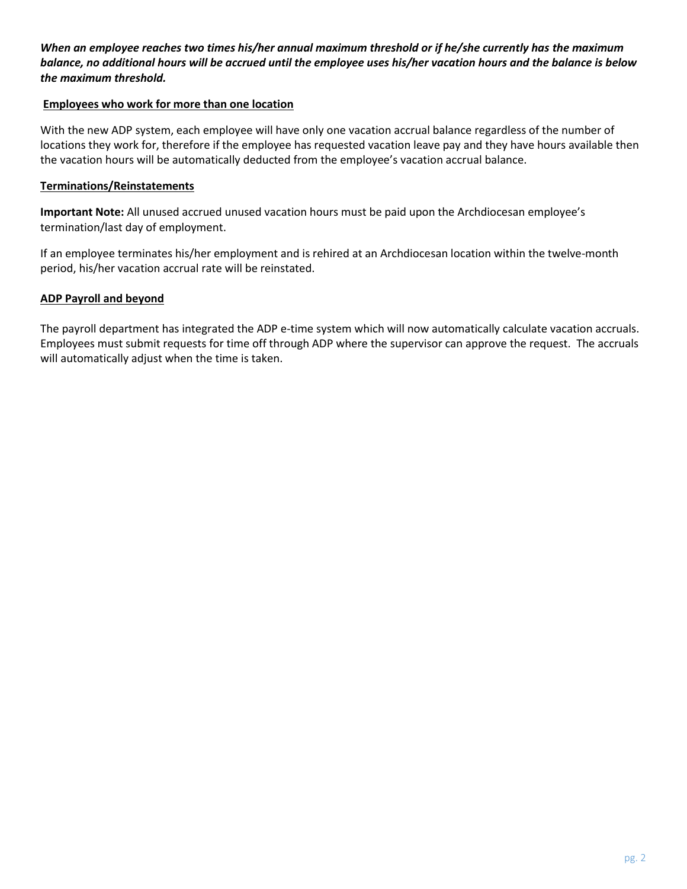***When an employee reaches two times his/her annual maximum threshold or if he/she currently has the maximum balance, no additional hours will be accrued until the employee uses his/her vacation hours and the balance is below the maximum threshold.***

**Employees who work for more than one location**

With the new ADP system, each employee will have only one vacation accrual balance regardless of the number of locations they work for, therefore if the employee has requested vacation leave pay and they have hours available then the vacation hours will be automatically deducted from the employee's vacation accrual balance.

**Terminations/Reinstatements**

**Important Note:** All unused accrued unused vacation hours must be paid upon the Archdiocesan employee's termination/last day of employment.

If an employee terminates his/her employment and is rehired at an Archdiocesan location within the twelve-month period, his/her vacation accrual rate will be reinstated.

**ADP Payroll and beyond**

The payroll department has integrated the ADP e-time system which will now automatically calculate vacation accruals. Employees must submit requests for time off through ADP where the supervisor can approve the request. The accruals will automatically adjust when the time is taken.